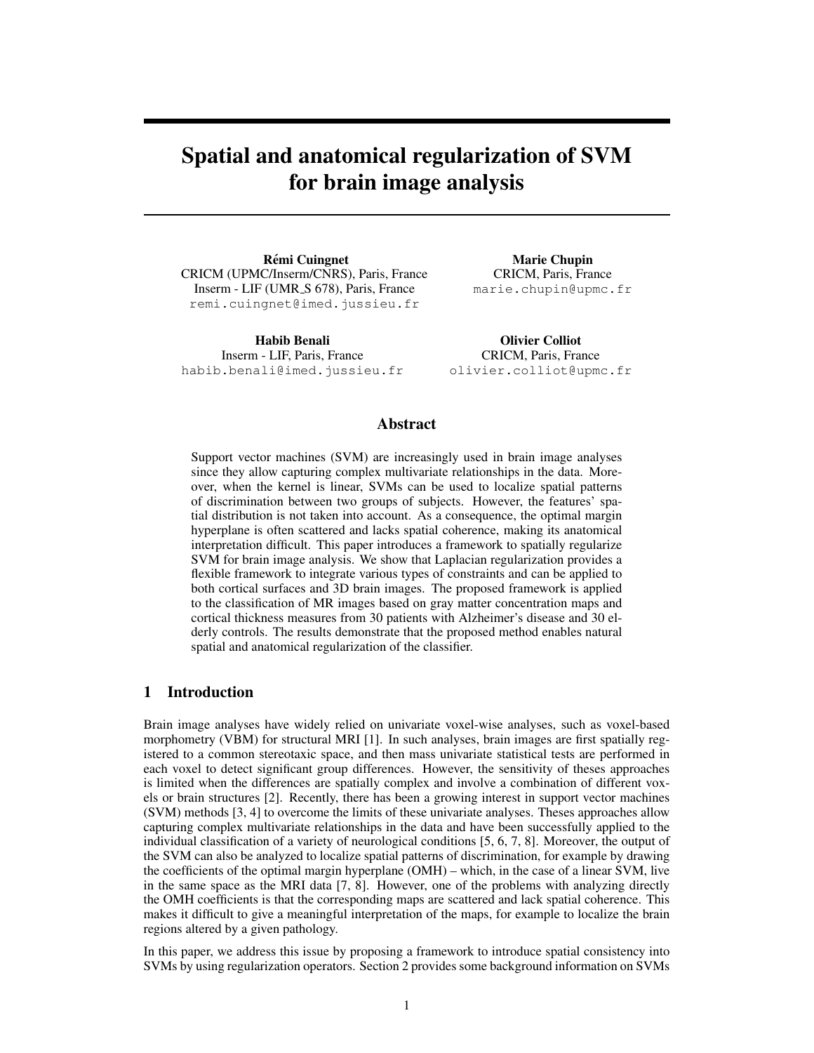# Spatial and anatomical regularization of SVM for brain image analysis

**Rémi Cuingnet**
CRICM (UPMC/Inserm/CNRS), Paris, France
Inserm - LIF (UMR_S 678), Paris, France
remi.cuingnet@imed.jussieu.fr

**Marie Chupin**
CRICM, Paris, France
marie.chupin@upmc.fr

**Habib Benali**
Inserm - LIF, Paris, France
habib.benali@imed.jussieu.fr

**Olivier Colliot**
CRICM, Paris, France
olivier.colliot@upmc.fr

## Abstract

Support vector machines (SVM) are increasingly used in brain image analyses since they allow capturing complex multivariate relationships in the data. Moreover, when the kernel is linear, SVMs can be used to localize spatial patterns of discrimination between two groups of subjects. However, the features' spatial distribution is not taken into account. As a consequence, the optimal margin hyperplane is often scattered and lacks spatial coherence, making its anatomical interpretation difficult. This paper introduces a framework to spatially regularize SVM for brain image analysis. We show that Laplacian regularization provides a flexible framework to integrate various types of constraints and can be applied to both cortical surfaces and 3D brain images. The proposed framework is applied to the classification of MR images based on gray matter concentration maps and cortical thickness measures from 30 patients with Alzheimer's disease and 30 elderly controls. The results demonstrate that the proposed method enables natural spatial and anatomical regularization of the classifier.

## 1 Introduction

Brain image analyses have widely relied on univariate voxel-wise analyses, such as voxel-based morphometry (VBM) for structural MRI [1]. In such analyses, brain images are first spatially registered to a common stereotaxic space, and then mass univariate statistical tests are performed in each voxel to detect significant group differences. However, the sensitivity of theses approaches is limited when the differences are spatially complex and involve a combination of different voxels or brain structures [2]. Recently, there has been a growing interest in support vector machines (SVM) methods [3, 4] to overcome the limits of these univariate analyses. Theses approaches allow capturing complex multivariate relationships in the data and have been successfully applied to the individual classification of a variety of neurological conditions [5, 6, 7, 8]. Moreover, the output of the SVM can also be analyzed to localize spatial patterns of discrimination, for example by drawing the coefficients of the optimal margin hyperplane (OMH) – which, in the case of a linear SVM, live in the same space as the MRI data [7, 8]. However, one of the problems with analyzing directly the OMH coefficients is that the corresponding maps are scattered and lack spatial coherence. This makes it difficult to give a meaningful interpretation of the maps, for example to localize the brain regions altered by a given pathology.

In this paper, we address this issue by proposing a framework to introduce spatial consistency into SVMs by using regularization operators. Section 2 provides some background information on SVMs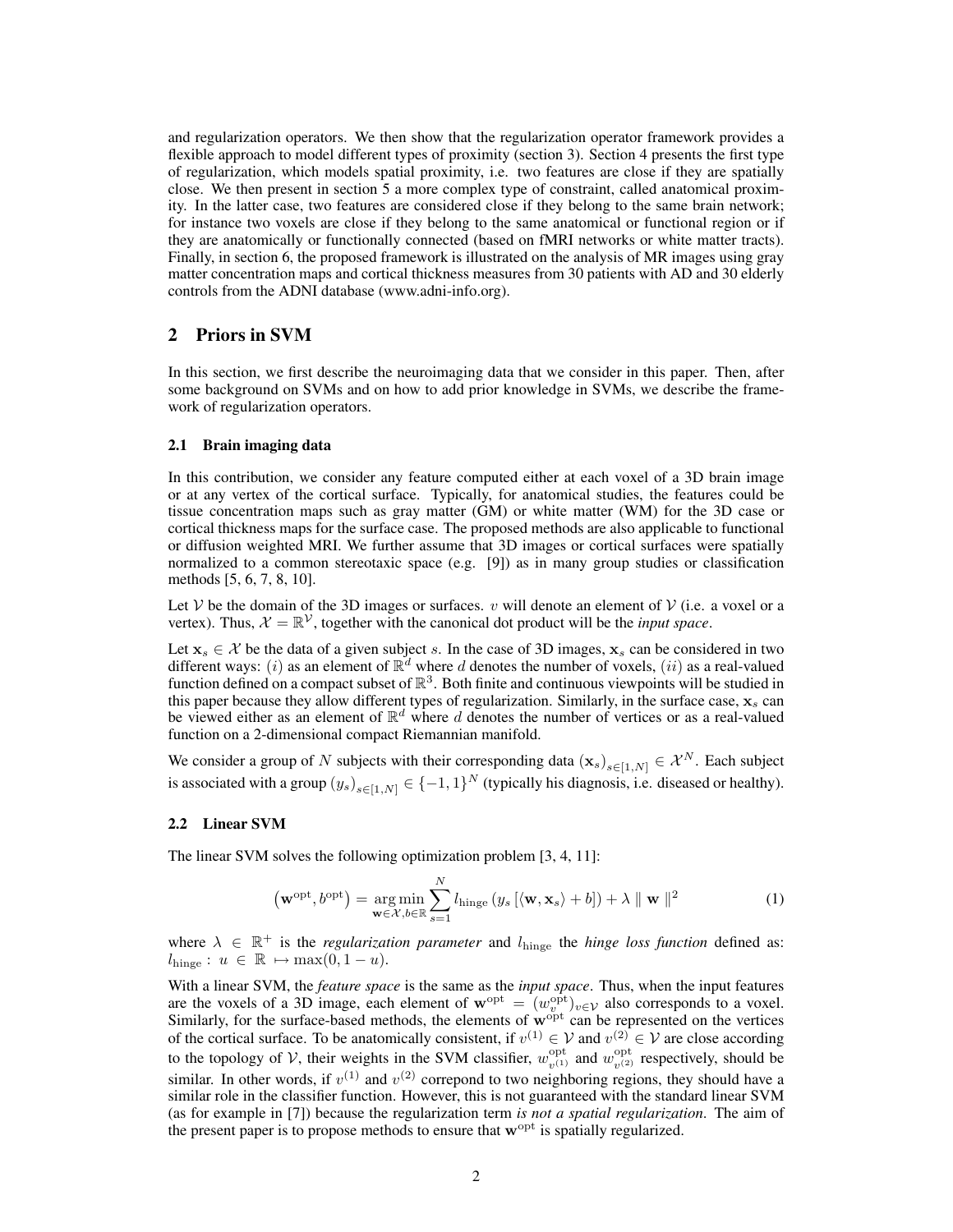and regularization operators. We then show that the regularization operator framework provides a flexible approach to model different types of proximity (section 3). Section 4 presents the first type of regularization, which models spatial proximity, i.e. two features are close if they are spatially close. We then present in section 5 a more complex type of constraint, called anatomical proximity. In the latter case, two features are considered close if they belong to the same brain network; for instance two voxels are close if they belong to the same anatomical or functional region or if they are anatomically or functionally connected (based on fMRI networks or white matter tracts). Finally, in section 6, the proposed framework is illustrated on the analysis of MR images using gray matter concentration maps and cortical thickness measures from 30 patients with AD and 30 elderly controls from the ADNI database (www.adni-info.org).

## 2 Priors in SVM

In this section, we first describe the neuroimaging data that we consider in this paper. Then, after some background on SVMs and on how to add prior knowledge in SVMs, we describe the framework of regularization operators.

### 2.1 Brain imaging data

In this contribution, we consider any feature computed either at each voxel of a 3D brain image or at any vertex of the cortical surface. Typically, for anatomical studies, the features could be tissue concentration maps such as gray matter (GM) or white matter (WM) for the 3D case or cortical thickness maps for the surface case. The proposed methods are also applicable to functional or diffusion weighted MRI. We further assume that 3D images or cortical surfaces were spatially normalized to a common stereotaxic space (e.g. [9]) as in many group studies or classification methods [5, 6, 7, 8, 10].

Let $\mathcal{V}$ be the domain of the 3D images or surfaces. $v$ will denote an element of $\mathcal{V}$ (i.e. a voxel or a vertex). Thus, $\mathcal{X} = \mathbb{R}^{\mathcal{V}}$, together with the canonical dot product will be the *input space*.

Let $\mathbf{x}_s \in \mathcal{X}$ be the data of a given subject $s$. In the case of 3D images, $\mathbf{x}_s$ can be considered in two different ways: $(i)$ as an element of $\mathbb{R}^d$ where $d$ denotes the number of voxels, $(ii)$ as a real-valued function defined on a compact subset of $\mathbb{R}^3$. Both finite and continuous viewpoints will be studied in this paper because they allow different types of regularization. Similarly, in the surface case, $\mathbf{x}_s$ can be viewed either as an element of $\mathbb{R}^d$ where $d$ denotes the number of vertices or as a real-valued function on a 2-dimensional compact Riemannian manifold.

We consider a group of $N$ subjects with their corresponding data $(\mathbf{x}_s)_{s\in[1,N]} \in \mathcal{X}^N$. Each subject is associated with a group $(y_s)_{s\in[1,N]} \in \{-1,1\}^N$ (typically his diagnosis, i.e. diseased or healthy).

### 2.2 Linear SVM

The linear SVM solves the following optimization problem [3, 4, 11]:

$$\left(\mathbf{w}^{\text{opt}}, b^{\text{opt}}\right) = \underset{\mathbf{w}\in\mathcal{X}, b\in\mathbb{R}}{\arg\min} \sum_{s=1}^{N} l_{\text{hinge}}\left(y_s\left[\langle \mathbf{w}, \mathbf{x}_s\rangle + b\right]\right) + \lambda \parallel \mathbf{w} \parallel^2 \tag{1}$$

where $\lambda \in \mathbb{R}^+$ is the *regularization parameter* and $l_{\text{hinge}}$ the *hinge loss function* defined as: $l_{\text{hinge}} : u \in \mathbb{R} \mapsto \max(0, 1-u)$.

With a linear SVM, the *feature space* is the same as the *input space*. Thus, when the input features are the voxels of a 3D image, each element of $\mathbf{w}^{\text{opt}} = (w_v^{\text{opt}})_{v\in\mathcal{V}}$ also corresponds to a voxel. Similarly, for the surface-based methods, the elements of $\mathbf{w}^{\text{opt}}$ can be represented on the vertices of the cortical surface. To be anatomically consistent, if $v^{(1)} \in \mathcal{V}$ and $v^{(2)} \in \mathcal{V}$ are close according to the topology of $\mathcal{V}$, their weights in the SVM classifier, $w_{v^{(1)}}^{\text{opt}}$ and $w_{v^{(2)}}^{\text{opt}}$ respectively, should be similar. In other words, if $v^{(1)}$ and $v^{(2)}$ correpond to two neighboring regions, they should have a similar role in the classifier function. However, this is not guaranteed with the standard linear SVM (as for example in [7]) because the regularization term *is not a spatial regularization*. The aim of the present paper is to propose methods to ensure that $\mathbf{w}^{\text{opt}}$ is spatially regularized.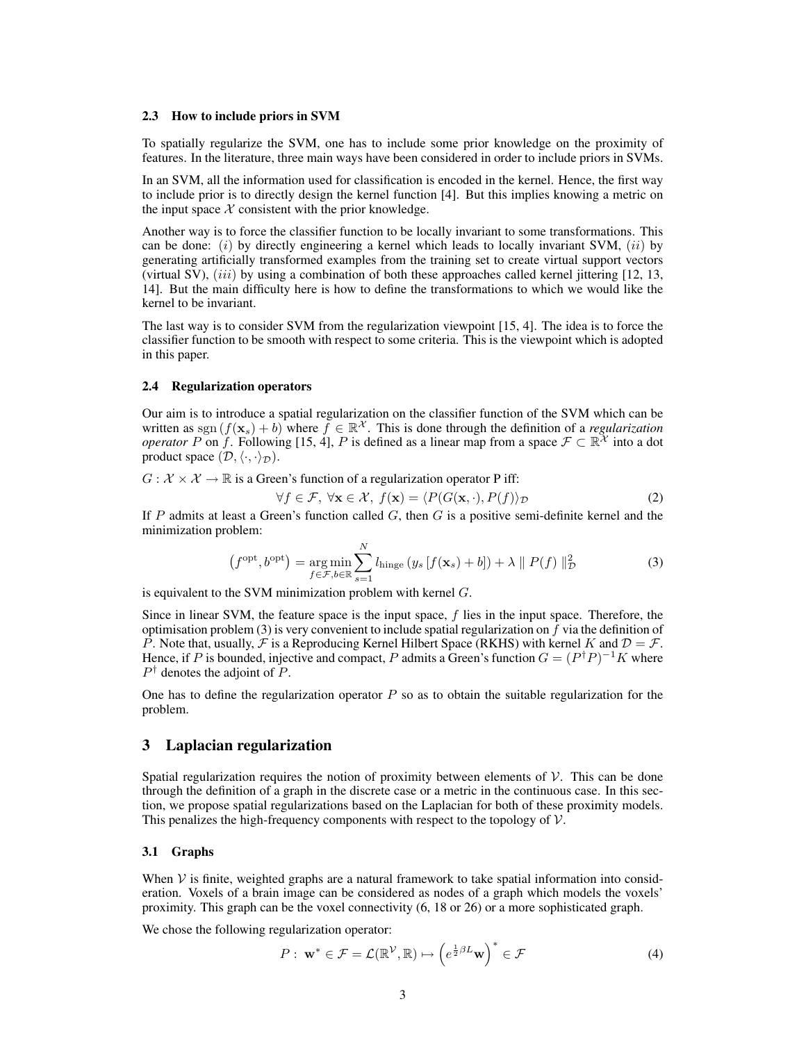### 2.3 How to include priors in SVM

To spatially regularize the SVM, one has to include some prior knowledge on the proximity of features. In the literature, three main ways have been considered in order to include priors in SVMs.

In an SVM, all the information used for classification is encoded in the kernel. Hence, the first way to include prior is to directly design the kernel function [4]. But this implies knowing a metric on the input space $\mathcal{X}$ consistent with the prior knowledge.

Another way is to force the classifier function to be locally invariant to some transformations. This can be done: $(i)$ by directly engineering a kernel which leads to locally invariant SVM, $(ii)$ by generating artificially transformed examples from the training set to create virtual support vectors (virtual SV), $(iii)$ by using a combination of both these approaches called kernel jittering [12, 13, 14]. But the main difficulty here is how to define the transformations to which we would like the kernel to be invariant.

The last way is to consider SVM from the regularization viewpoint [15, 4]. The idea is to force the classifier function to be smooth with respect to some criteria. This is the viewpoint which is adopted in this paper.

### 2.4 Regularization operators

Our aim is to introduce a spatial regularization on the classifier function of the SVM which can be written as $\operatorname{sgn}(f(\mathbf{x}_s) + b)$ where $f \in \mathbb{R}^{\mathcal{X}}$. This is done through the definition of a *regularization operator* $P$ on $f$. Following [15, 4], $P$ is defined as a linear map from a space $\mathcal{F} \subset \mathbb{R}^{\mathcal{X}}$ into a dot product space $(\mathcal{D}, \langle \cdot, \cdot \rangle_{\mathcal{D}})$.

$G : \mathcal{X} \times \mathcal{X} \to \mathbb{R}$ is a Green's function of a regularization operator P iff:

$$\forall f \in \mathcal{F},\ \forall \mathbf{x} \in \mathcal{X},\ f(\mathbf{x}) = \langle P(G(\mathbf{x}, \cdot), P(f) \rangle_{\mathcal{D}} \tag{2}$$

If $P$ admits at least a Green's function called $G$, then $G$ is a positive semi-definite kernel and the minimization problem:

$$\left(f^{\text{opt}}, b^{\text{opt}}\right) = \underset{f \in \mathcal{F}, b \in \mathbb{R}}{\arg\min} \sum_{s=1}^{N} l_{\text{hinge}}\left(y_s \left[f(\mathbf{x}_s) + b\right]\right) + \lambda \parallel P(f) \parallel_{\mathcal{D}}^2 \tag{3}$$

is equivalent to the SVM minimization problem with kernel $G$.

Since in linear SVM, the feature space is the input space, $f$ lies in the input space. Therefore, the optimisation problem (3) is very convenient to include spatial regularization on $f$ via the definition of $P$. Note that, usually, $\mathcal{F}$ is a Reproducing Kernel Hilbert Space (RKHS) with kernel $K$ and $\mathcal{D} = \mathcal{F}$. Hence, if $P$ is bounded, injective and compact, $P$ admits a Green's function $G = (P^{\dagger}P)^{-1}K$ where $P^{\dagger}$ denotes the adjoint of $P$.

One has to define the regularization operator $P$ so as to obtain the suitable regularization for the problem.

## 3 Laplacian regularization

Spatial regularization requires the notion of proximity between elements of $\mathcal{V}$. This can be done through the definition of a graph in the discrete case or a metric in the continuous case. In this section, we propose spatial regularizations based on the Laplacian for both of these proximity models. This penalizes the high-frequency components with respect to the topology of $\mathcal{V}$.

### 3.1 Graphs

When $\mathcal{V}$ is finite, weighted graphs are a natural framework to take spatial information into consideration. Voxels of a brain image can be considered as nodes of a graph which models the voxels' proximity. This graph can be the voxel connectivity (6, 18 or 26) or a more sophisticated graph.

We chose the following regularization operator:

$$P:\ \mathbf{w}^* \in \mathcal{F} = \mathcal{L}(\mathbb{R}^{\mathcal{V}}, \mathbb{R}) \mapsto \left(e^{\frac{1}{2}\beta L}\mathbf{w}\right)^* \in \mathcal{F} \tag{4}$$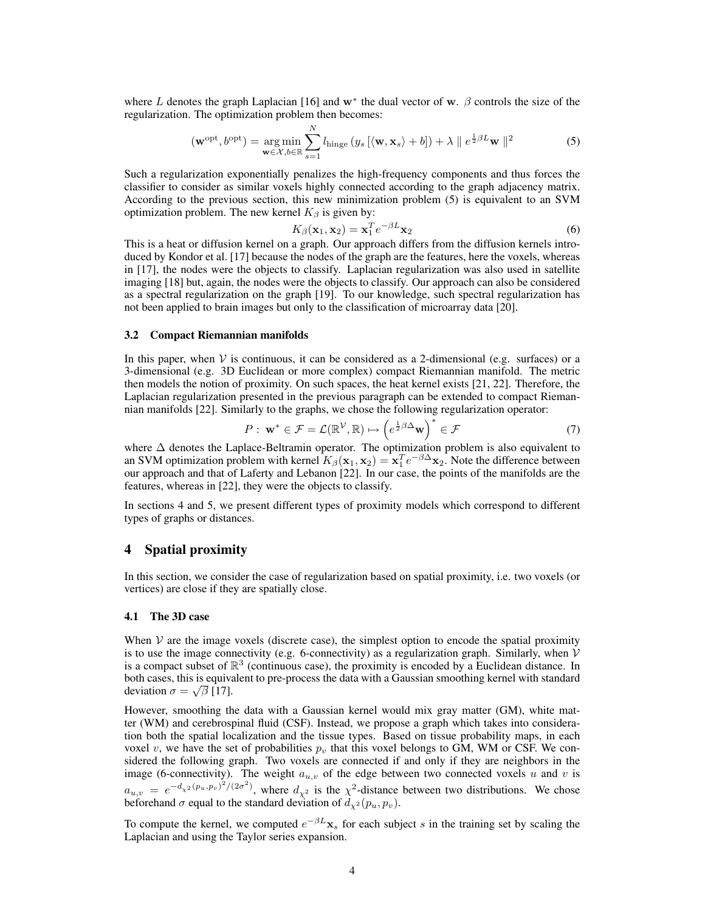where $L$ denotes the graph Laplacian [16] and $\mathbf{w}^*$ the dual vector of $\mathbf{w}$. $\beta$ controls the size of the regularization. The optimization problem then becomes:

$$(\mathbf{w}^{\text{opt}}, b^{\text{opt}}) = \underset{\mathbf{w}\in\mathcal{X}, b\in\mathbb{R}}{\arg\min} \sum_{s=1}^{N} l_{\text{hinge}}\left(y_s\left[\langle \mathbf{w}, \mathbf{x}_s\rangle + b\right]\right) + \lambda \parallel e^{\frac{1}{2}\beta L}\mathbf{w} \parallel^2 \tag{5}$$

Such a regularization exponentially penalizes the high-frequency components and thus forces the classifier to consider as similar voxels highly connected according to the graph adjacency matrix. According to the previous section, this new minimization problem (5) is equivalent to an SVM optimization problem. The new kernel $K_\beta$ is given by:

$$K_\beta(\mathbf{x}_1, \mathbf{x}_2) = \mathbf{x}_1^T e^{-\beta L}\mathbf{x}_2 \tag{6}$$

This is a heat or diffusion kernel on a graph. Our approach differs from the diffusion kernels introduced by Kondor et al. [17] because the nodes of the graph are the features, here the voxels, whereas in [17], the nodes were the objects to classify. Laplacian regularization was also used in satellite imaging [18] but, again, the nodes were the objects to classify. Our approach can also be considered as a spectral regularization on the graph [19]. To our knowledge, such spectral regularization has not been applied to brain images but only to the classification of microarray data [20].

### 3.2 Compact Riemannian manifolds

In this paper, when $\mathcal{V}$ is continuous, it can be considered as a 2-dimensional (e.g. surfaces) or a 3-dimensional (e.g. 3D Euclidean or more complex) compact Riemannian manifold. The metric then models the notion of proximity. On such spaces, the heat kernel exists [21, 22]. Therefore, the Laplacian regularization presented in the previous paragraph can be extended to compact Riemannian manifolds [22]. Similarly to the graphs, we chose the following regularization operator:

$$P:\ \mathbf{w}^* \in \mathcal{F} = \mathcal{L}(\mathbb{R}^{\mathcal{V}}, \mathbb{R}) \mapsto \left(e^{\frac{1}{2}\beta\Delta}\mathbf{w}\right)^* \in \mathcal{F} \tag{7}$$

where $\Delta$ denotes the Laplace-Beltramin operator. The optimization problem is also equivalent to an SVM optimization problem with kernel $K_\beta(\mathbf{x}_1, \mathbf{x}_2) = \mathbf{x}_1^T e^{-\beta\Delta}\mathbf{x}_2$. Note the difference between our approach and that of Laferty and Lebanon [22]. In our case, the points of the manifolds are the features, whereas in [22], they were the objects to classify.

In sections 4 and 5, we present different types of proximity models which correspond to different types of graphs or distances.

## 4 Spatial proximity

In this section, we consider the case of regularization based on spatial proximity, i.e. two voxels (or vertices) are close if they are spatially close.

### 4.1 The 3D case

When $\mathcal{V}$ are the image voxels (discrete case), the simplest option to encode the spatial proximity is to use the image connectivity (e.g. 6-connectivity) as a regularization graph. Similarly, when $\mathcal{V}$ is a compact subset of $\mathbb{R}^3$ (continuous case), the proximity is encoded by a Euclidean distance. In both cases, this is equivalent to pre-process the data with a Gaussian smoothing kernel with standard deviation $\sigma = \sqrt{\beta}$ [17].

However, smoothing the data with a Gaussian kernel would mix gray matter (GM), white matter (WM) and cerebrospinal fluid (CSF). Instead, we propose a graph which takes into consideration both the spatial localization and the tissue types. Based on tissue probability maps, in each voxel $v$, we have the set of probabilities $p_v$ that this voxel belongs to GM, WM or CSF. We considered the following graph. Two voxels are connected if and only if they are neighbors in the image (6-connectivity). The weight $a_{u,v}$ of the edge between two connected voxels $u$ and $v$ is $a_{u,v} = e^{-d_{\chi^2}(p_u,p_v)^2/(2\sigma^2)}$, where $d_{\chi^2}$ is the $\chi^2$-distance between two distributions. We chose beforehand $\sigma$ equal to the standard deviation of $d_{\chi^2}(p_u, p_v)$.

To compute the kernel, we computed $e^{-\beta L}\mathbf{x}_s$ for each subject $s$ in the training set by scaling the Laplacian and using the Taylor series expansion.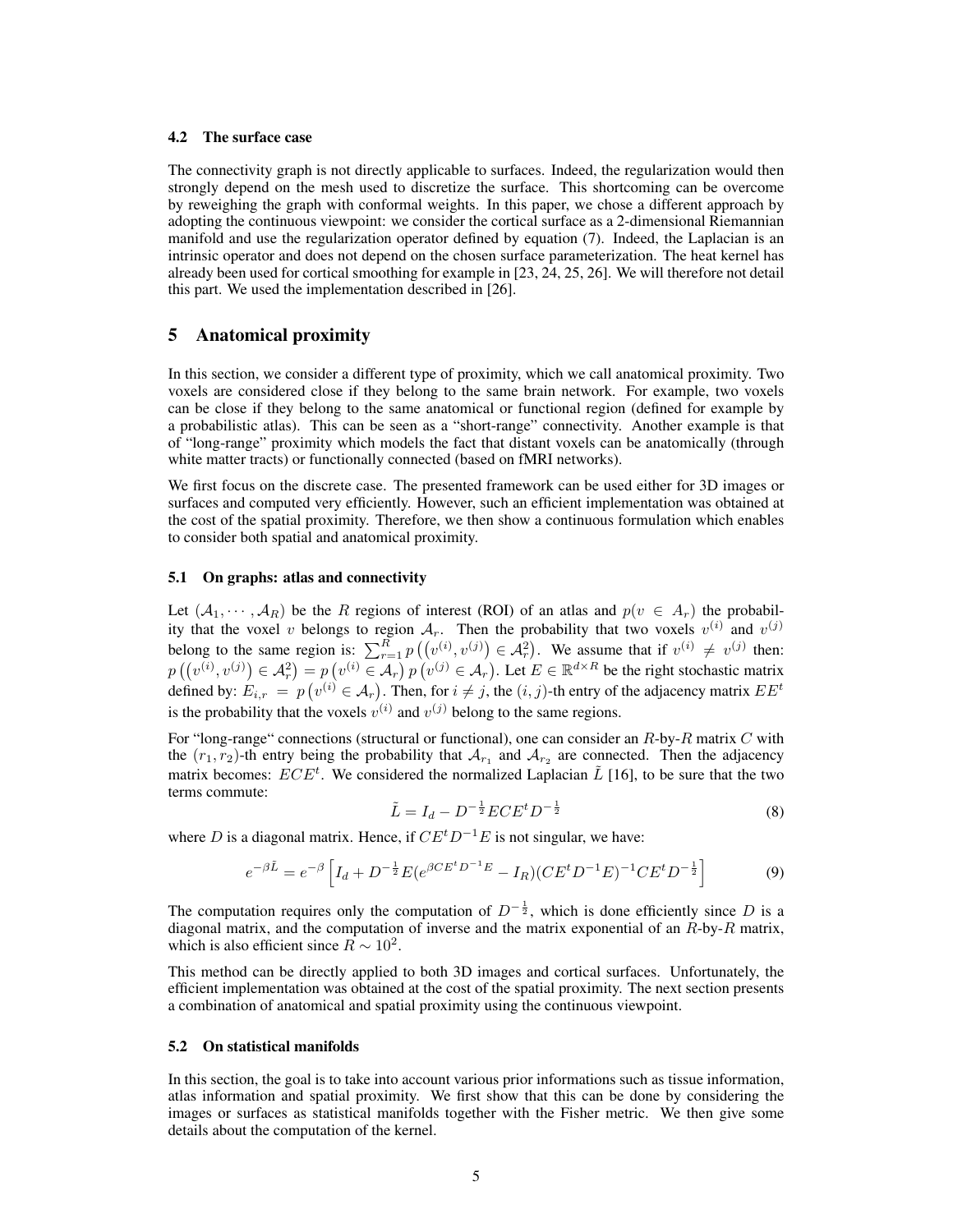### 4.2 The surface case

The connectivity graph is not directly applicable to surfaces. Indeed, the regularization would then strongly depend on the mesh used to discretize the surface. This shortcoming can be overcome by reweighing the graph with conformal weights. In this paper, we chose a different approach by adopting the continuous viewpoint: we consider the cortical surface as a 2-dimensional Riemannian manifold and use the regularization operator defined by equation (7). Indeed, the Laplacian is an intrinsic operator and does not depend on the chosen surface parameterization. The heat kernel has already been used for cortical smoothing for example in [23, 24, 25, 26]. We will therefore not detail this part. We used the implementation described in [26].

## 5 Anatomical proximity

In this section, we consider a different type of proximity, which we call anatomical proximity. Two voxels are considered close if they belong to the same brain network. For example, two voxels can be close if they belong to the same anatomical or functional region (defined for example by a probabilistic atlas). This can be seen as a "short-range" connectivity. Another example is that of "long-range" proximity which models the fact that distant voxels can be anatomically (through white matter tracts) or functionally connected (based on fMRI networks).

We first focus on the discrete case. The presented framework can be used either for 3D images or surfaces and computed very efficiently. However, such an efficient implementation was obtained at the cost of the spatial proximity. Therefore, we then show a continuous formulation which enables to consider both spatial and anatomical proximity.

### 5.1 On graphs: atlas and connectivity

Let $(\mathcal{A}_1, \cdots, \mathcal{A}_R)$ be the $R$ regions of interest (ROI) of an atlas and $p(v \in A_r)$ the probability that the voxel $v$ belongs to region $\mathcal{A}_r$. Then the probability that two voxels $v^{(i)}$ and $v^{(j)}$ belong to the same region is: $\sum_{r=1}^{R} p\left(\left(v^{(i)}, v^{(j)}\right) \in \mathcal{A}_r^2\right)$. We assume that if $v^{(i)} \neq v^{(j)}$ then: $p\left(\left(v^{(i)}, v^{(j)}\right) \in \mathcal{A}_r^2\right) = p\left(v^{(i)} \in \mathcal{A}_r\right) p\left(v^{(j)} \in \mathcal{A}_r\right)$. Let $E \in \mathbb{R}^{d \times R}$ be the right stochastic matrix defined by: $E_{i,r} = p\left(v^{(i)} \in \mathcal{A}_r\right)$. Then, for $i \neq j$, the $(i,j)$-th entry of the adjacency matrix $EE^t$ is the probability that the voxels $v^{(i)}$ and $v^{(j)}$ belong to the same regions.

For "long-range" connections (structural or functional), one can consider an $R$-by-$R$ matrix $C$ with the $(r_1, r_2)$-th entry being the probability that $\mathcal{A}_{r_1}$ and $\mathcal{A}_{r_2}$ are connected. Then the adjacency matrix becomes: $ECE^t$. We considered the normalized Laplacian $\tilde{L}$ [16], to be sure that the two terms commute:

$$\tilde{L} = I_d - D^{-\frac{1}{2}} ECE^t D^{-\frac{1}{2}} \tag{8}$$

where $D$ is a diagonal matrix. Hence, if $CE^tD^{-1}E$ is not singular, we have:

$$e^{-\beta \tilde{L}} = e^{-\beta} \left[ I_d + D^{-\frac{1}{2}} E (e^{\beta CE^tD^{-1}E} - I_R)(CE^tD^{-1}E)^{-1} CE^t D^{-\frac{1}{2}} \right] \tag{9}$$

The computation requires only the computation of $D^{-\frac{1}{2}}$, which is done efficiently since $D$ is a diagonal matrix, and the computation of inverse and the matrix exponential of an $R$-by-$R$ matrix, which is also efficient since $R \sim 10^2$.

This method can be directly applied to both 3D images and cortical surfaces. Unfortunately, the efficient implementation was obtained at the cost of the spatial proximity. The next section presents a combination of anatomical and spatial proximity using the continuous viewpoint.

### 5.2 On statistical manifolds

In this section, the goal is to take into account various prior informations such as tissue information, atlas information and spatial proximity. We first show that this can be done by considering the images or surfaces as statistical manifolds together with the Fisher metric. We then give some details about the computation of the kernel.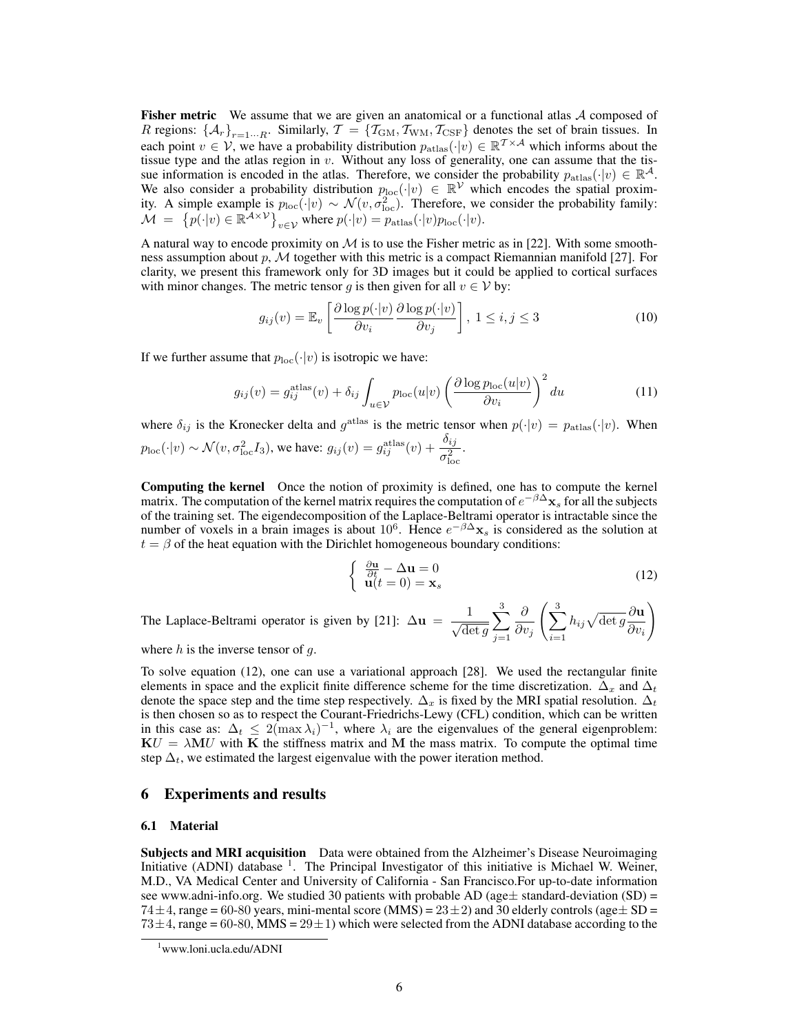**Fisher metric** We assume that we are given an anatomical or a functional atlas $\mathcal{A}$ composed of $R$ regions: $\{\mathcal{A}_r\}_{r=1\cdots R}$. Similarly, $\mathcal{T} = \{\mathcal{T}_{\text{GM}}, \mathcal{T}_{\text{WM}}, \mathcal{T}_{\text{CSF}}\}$ denotes the set of brain tissues. In each point $v \in \mathcal{V}$, we have a probability distribution $p_{\text{atlas}}(\cdot|v) \in \mathbb{R}^{\mathcal{T}\times\mathcal{A}}$ which informs about the tissue type and the atlas region in $v$. Without any loss of generality, one can assume that the tissue information is encoded in the atlas. Therefore, we consider the probability $p_{\text{atlas}}(\cdot|v) \in \mathbb{R}^{\mathcal{A}}$. We also consider a probability distribution $p_{\text{loc}}(\cdot|v) \in \mathbb{R}^{\mathcal{V}}$ which encodes the spatial proximity. A simple example is $p_{\text{loc}}(\cdot|v) \sim \mathcal{N}(v, \sigma_{\text{loc}}^2)$. Therefore, we consider the probability family: $\mathcal{M} = \left\{p(\cdot|v) \in \mathbb{R}^{\mathcal{A}\times\mathcal{V}}\right\}_{v\in\mathcal{V}}$ where $p(\cdot|v) = p_{\text{atlas}}(\cdot|v)p_{\text{loc}}(\cdot|v)$.

A natural way to encode proximity on $\mathcal{M}$ is to use the Fisher metric as in [22]. With some smoothness assumption about $p$, $\mathcal{M}$ together with this metric is a compact Riemannian manifold [27]. For clarity, we present this framework only for 3D images but it could be applied to cortical surfaces with minor changes. The metric tensor $g$ is then given for all $v \in \mathcal{V}$ by:

$$g_{ij}(v) = \mathbb{E}_v\left[\frac{\partial \log p(\cdot|v)}{\partial v_i}\frac{\partial \log p(\cdot|v)}{\partial v_j}\right],\ 1 \leq i,j \leq 3 \tag{10}$$

If we further assume that $p_{\text{loc}}(\cdot|v)$ is isotropic we have:

$$g_{ij}(v) = g_{ij}^{\text{atlas}}(v) + \delta_{ij}\int_{u\in\mathcal{V}} p_{\text{loc}}(u|v)\left(\frac{\partial \log p_{\text{loc}}(u|v)}{\partial v_i}\right)^2 du \tag{11}$$

where $\delta_{ij}$ is the Kronecker delta and $g^{\text{atlas}}$ is the metric tensor when $p(\cdot|v) = p_{\text{atlas}}(\cdot|v)$. When $p_{\text{loc}}(\cdot|v) \sim \mathcal{N}(v, \sigma_{\text{loc}}^2 I_3)$, we have: $g_{ij}(v) = g_{ij}^{\text{atlas}}(v) + \dfrac{\delta_{ij}}{\sigma_{\text{loc}}^2}$.

**Computing the kernel** Once the notion of proximity is defined, one has to compute the kernel matrix. The computation of the kernel matrix requires the computation of $e^{-\beta\Delta}\mathbf{x}_s$ for all the subjects of the training set. The eigendecomposition of the Laplace-Beltrami operator is intractable since the number of voxels in a brain images is about $10^6$. Hence $e^{-\beta\Delta}\mathbf{x}_s$ is considered as the solution at $t = \beta$ of the heat equation with the Dirichlet homogeneous boundary conditions:

$$\begin{cases} \frac{\partial \mathbf{u}}{\partial t} - \Delta\mathbf{u} = 0 \\ \mathbf{u}(t=0) = \mathbf{x}_s \end{cases} \tag{12}$$

The Laplace-Beltrami operator is given by [21]: $\Delta\mathbf{u} = \dfrac{1}{\sqrt{\det g}}\displaystyle\sum_{j=1}^{3}\frac{\partial}{\partial v_j}\left(\sum_{i=1}^{3} h_{ij}\sqrt{\det g}\frac{\partial \mathbf{u}}{\partial v_i}\right)$

where $h$ is the inverse tensor of $g$.

To solve equation (12), one can use a variational approach [28]. We used the rectangular finite elements in space and the explicit finite difference scheme for the time discretization. $\Delta_x$ and $\Delta_t$ denote the space step and the time step respectively. $\Delta_x$ is fixed by the MRI spatial resolution. $\Delta_t$ is then chosen so as to respect the Courant-Friedrichs-Lewy (CFL) condition, which can be written in this case as: $\Delta_t \leq 2(\max\lambda_i)^{-1}$, where $\lambda_i$ are the eigenvalues of the general eigenproblem: $\mathbf{K}U = \lambda\mathbf{M}U$ with $\mathbf{K}$ the stiffness matrix and $\mathbf{M}$ the mass matrix. To compute the optimal time step $\Delta_t$, we estimated the largest eigenvalue with the power iteration method.

## 6 Experiments and results

### 6.1 Material

**Subjects and MRI acquisition** Data were obtained from the Alzheimer's Disease Neuroimaging Initiative (ADNI) database [1]. The Principal Investigator of this initiative is Michael W. Weiner, M.D., VA Medical Center and University of California - San Francisco.For up-to-date information see www.adni-info.org. We studied 30 patients with probable AD (age$\pm$ standard-deviation (SD) = $74\pm4$, range = 60-80 years, mini-mental score (MMS) = $23\pm2$) and 30 elderly controls (age$\pm$ SD = $73\pm4$, range = 60-80, MMS = $29\pm1$) which were selected from the ADNI database according to the

[1] www.loni.ucla.edu/ADNI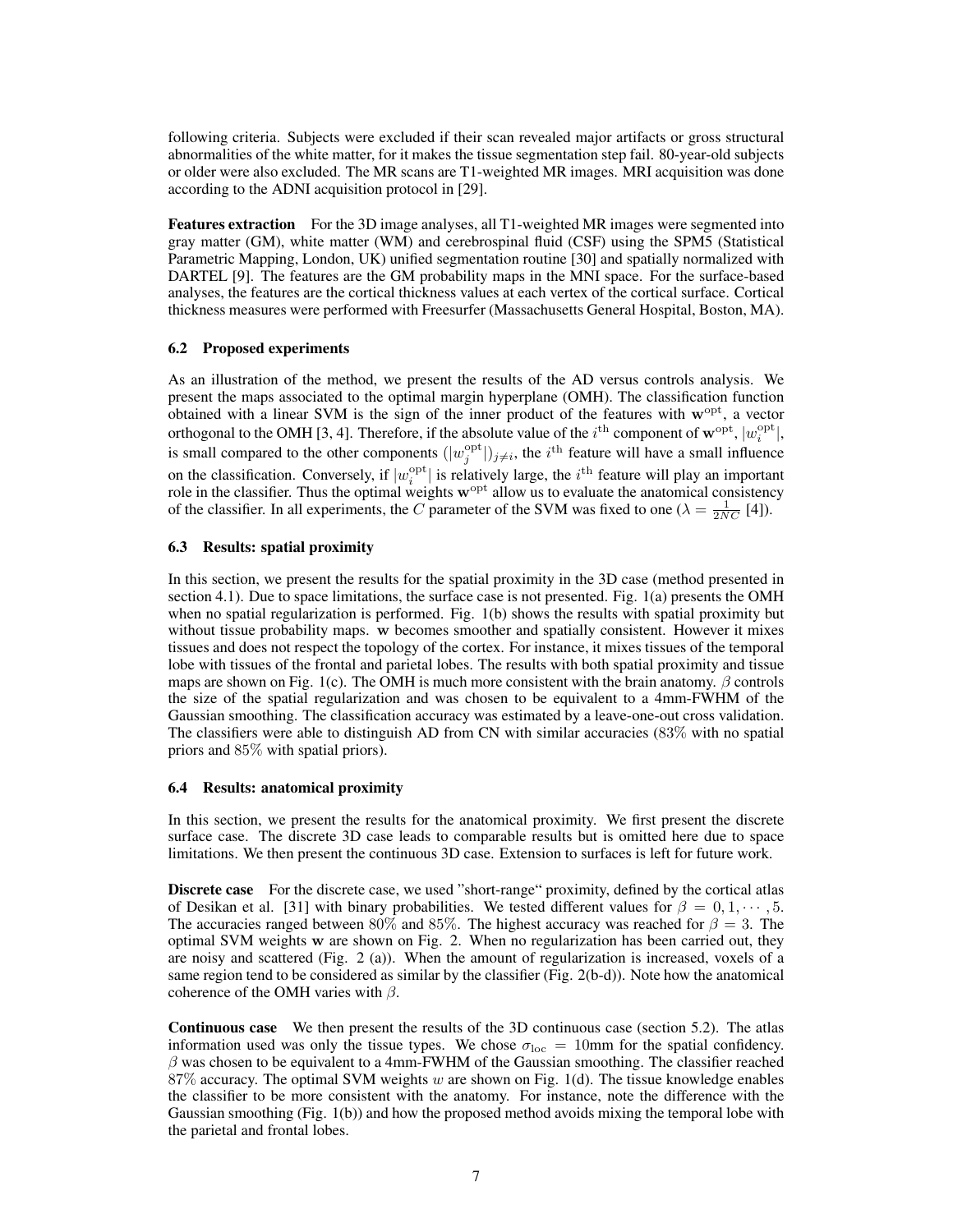following criteria. Subjects were excluded if their scan revealed major artifacts or gross structural abnormalities of the white matter, for it makes the tissue segmentation step fail. 80-year-old subjects or older were also excluded. The MR scans are T1-weighted MR images. MRI acquisition was done according to the ADNI acquisition protocol in [29].

**Features extraction** For the 3D image analyses, all T1-weighted MR images were segmented into gray matter (GM), white matter (WM) and cerebrospinal fluid (CSF) using the SPM5 (Statistical Parametric Mapping, London, UK) unified segmentation routine [30] and spatially normalized with DARTEL [9]. The features are the GM probability maps in the MNI space. For the surface-based analyses, the features are the cortical thickness values at each vertex of the cortical surface. Cortical thickness measures were performed with Freesurfer (Massachusetts General Hospital, Boston, MA).

### 6.2 Proposed experiments

As an illustration of the method, we present the results of the AD versus controls analysis. We present the maps associated to the optimal margin hyperplane (OMH). The classification function obtained with a linear SVM is the sign of the inner product of the features with $\mathbf{w}^{\text{opt}}$, a vector orthogonal to the OMH [3, 4]. Therefore, if the absolute value of the $i^{\text{th}}$ component of $\mathbf{w}^{\text{opt}}$, $|w_i^{\text{opt}}|$, is small compared to the other components $(|w_j^{\text{opt}}|)_{j \neq i}$, the $i^{\text{th}}$ feature will have a small influence on the classification. Conversely, if $|w_i^{\text{opt}}|$ is relatively large, the $i^{\text{th}}$ feature will play an important role in the classifier. Thus the optimal weights $\mathbf{w}^{\text{opt}}$ allow us to evaluate the anatomical consistency of the classifier. In all experiments, the $C$ parameter of the SVM was fixed to one ($\lambda = \frac{1}{2NC}$ [4]).

### 6.3 Results: spatial proximity

In this section, we present the results for the spatial proximity in the 3D case (method presented in section 4.1). Due to space limitations, the surface case is not presented. Fig. 1(a) presents the OMH when no spatial regularization is performed. Fig. 1(b) shows the results with spatial proximity but without tissue probability maps. $\mathbf{w}$ becomes smoother and spatially consistent. However it mixes tissues and does not respect the topology of the cortex. For instance, it mixes tissues of the temporal lobe with tissues of the frontal and parietal lobes. The results with both spatial proximity and tissue maps are shown on Fig. 1(c). The OMH is much more consistent with the brain anatomy. $\beta$ controls the size of the spatial regularization and was chosen to be equivalent to a 4mm-FWHM of the Gaussian smoothing. The classification accuracy was estimated by a leave-one-out cross validation. The classifiers were able to distinguish AD from CN with similar accuracies (83% with no spatial priors and 85% with spatial priors).

### 6.4 Results: anatomical proximity

In this section, we present the results for the anatomical proximity. We first present the discrete surface case. The discrete 3D case leads to comparable results but is omitted here due to space limitations. We then present the continuous 3D case. Extension to surfaces is left for future work.

**Discrete case** For the discrete case, we used "short-range" proximity, defined by the cortical atlas of Desikan et al. [31] with binary probabilities. We tested different values for $\beta = 0, 1, \cdots, 5$. The accuracies ranged between 80% and 85%. The highest accuracy was reached for $\beta = 3$. The optimal SVM weights $\mathbf{w}$ are shown on Fig. 2. When no regularization has been carried out, they are noisy and scattered (Fig. 2 (a)). When the amount of regularization is increased, voxels of a same region tend to be considered as similar by the classifier (Fig. 2(b-d)). Note how the anatomical coherence of the OMH varies with $\beta$.

**Continuous case** We then present the results of the 3D continuous case (section 5.2). The atlas information used was only the tissue types. We chose $\sigma_{\text{loc}} = 10$mm for the spatial confidency. $\beta$ was chosen to be equivalent to a 4mm-FWHM of the Gaussian smoothing. The classifier reached 87% accuracy. The optimal SVM weights $w$ are shown on Fig. 1(d). The tissue knowledge enables the classifier to be more consistent with the anatomy. For instance, note the difference with the Gaussian smoothing (Fig. 1(b)) and how the proposed method avoids mixing the temporal lobe with the parietal and frontal lobes.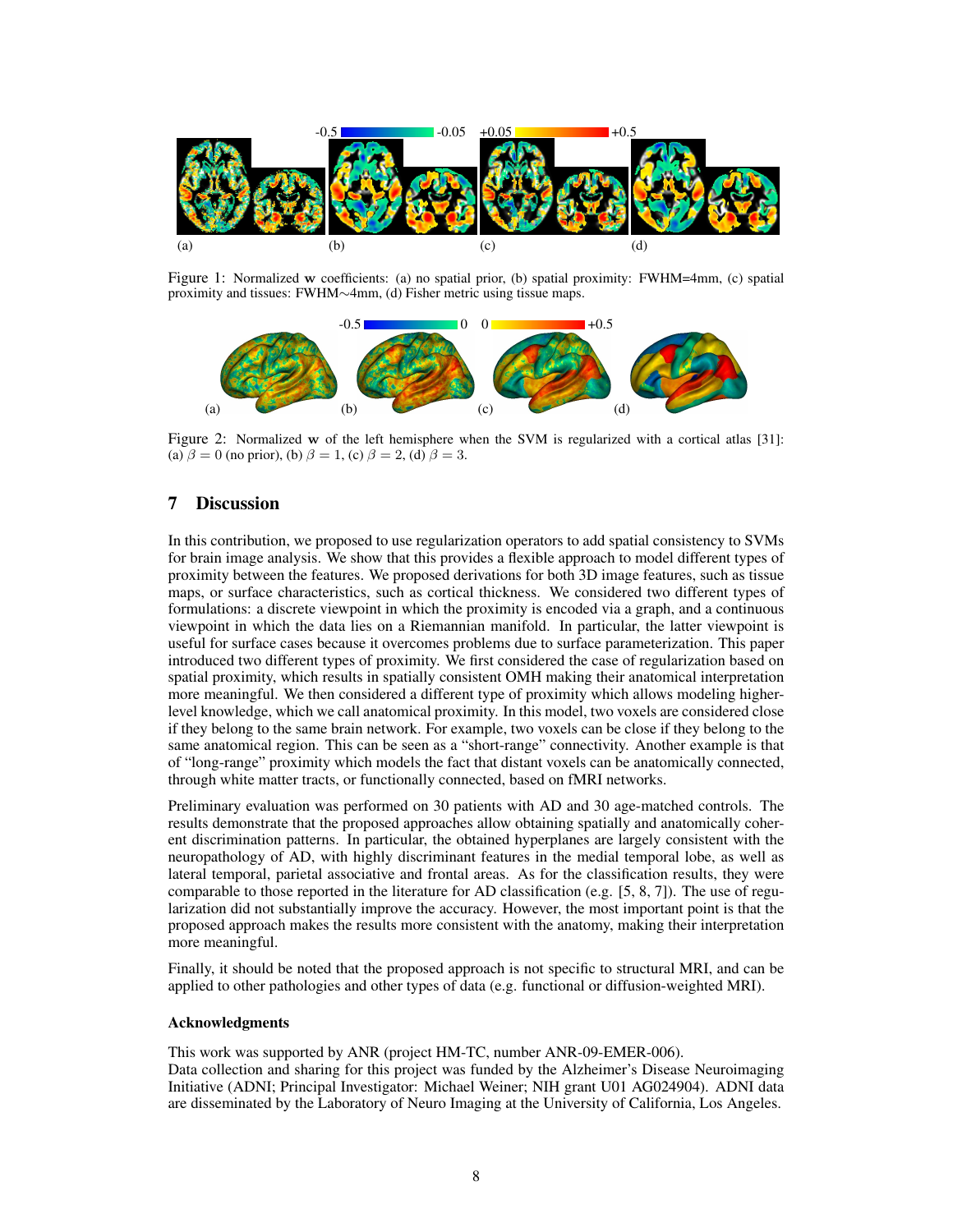Figure 1: Normalized $\mathbf{w}$ coefficients: (a) no spatial prior, (b) spatial proximity: FWHM=4mm, (c) spatial proximity and tissues: FWHM$\sim$4mm, (d) Fisher metric using tissue maps.

Figure 2: Normalized $\mathbf{w}$ of the left hemisphere when the SVM is regularized with a cortical atlas [31]: (a) $\beta = 0$ (no prior), (b) $\beta = 1$, (c) $\beta = 2$, (d) $\beta = 3$.

## 7 Discussion

In this contribution, we proposed to use regularization operators to add spatial consistency to SVMs for brain image analysis. We show that this provides a flexible approach to model different types of proximity between the features. We proposed derivations for both 3D image features, such as tissue maps, or surface characteristics, such as cortical thickness. We considered two different types of formulations: a discrete viewpoint in which the proximity is encoded via a graph, and a continuous viewpoint in which the data lies on a Riemannian manifold. In particular, the latter viewpoint is useful for surface cases because it overcomes problems due to surface parameterization. This paper introduced two different types of proximity. We first considered the case of regularization based on spatial proximity, which results in spatially consistent OMH making their anatomical interpretation more meaningful. We then considered a different type of proximity which allows modeling higher-level knowledge, which we call anatomical proximity. In this model, two voxels are considered close if they belong to the same brain network. For example, two voxels can be close if they belong to the same anatomical region. This can be seen as a "short-range" connectivity. Another example is that of "long-range" proximity which models the fact that distant voxels can be anatomically connected, through white matter tracts, or functionally connected, based on fMRI networks.

Preliminary evaluation was performed on 30 patients with AD and 30 age-matched controls. The results demonstrate that the proposed approaches allow obtaining spatially and anatomically coherent discrimination patterns. In particular, the obtained hyperplanes are largely consistent with the neuropathology of AD, with highly discriminant features in the medial temporal lobe, as well as lateral temporal, parietal associative and frontal areas. As for the classification results, they were comparable to those reported in the literature for AD classification (e.g. [5, 8, 7]). The use of regularization did not substantially improve the accuracy. However, the most important point is that the proposed approach makes the results more consistent with the anatomy, making their interpretation more meaningful.

Finally, it should be noted that the proposed approach is not specific to structural MRI, and can be applied to other pathologies and other types of data (e.g. functional or diffusion-weighted MRI).

### Acknowledgments

This work was supported by ANR (project HM-TC, number ANR-09-EMER-006).
Data collection and sharing for this project was funded by the Alzheimer's Disease Neuroimaging Initiative (ADNI; Principal Investigator: Michael Weiner; NIH grant U01 AG024904). ADNI data are disseminated by the Laboratory of Neuro Imaging at the University of California, Los Angeles.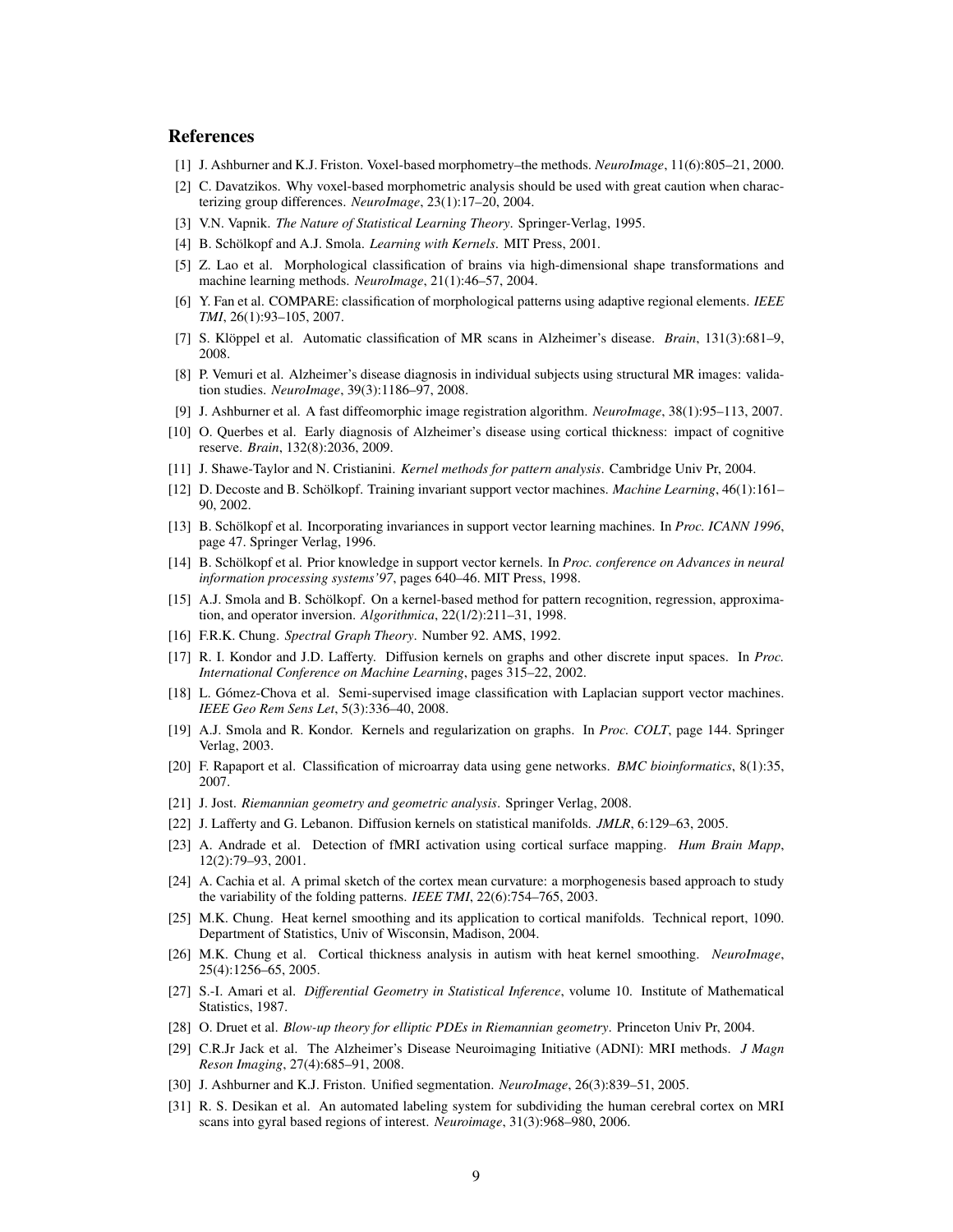## References

[1] J. Ashburner and K.J. Friston. Voxel-based morphometry–the methods. *NeuroImage*, 11(6):805–21, 2000.

[2] C. Davatzikos. Why voxel-based morphometric analysis should be used with great caution when characterizing group differences. *NeuroImage*, 23(1):17–20, 2004.

[3] V.N. Vapnik. *The Nature of Statistical Learning Theory*. Springer-Verlag, 1995.

[4] B. Schölkopf and A.J. Smola. *Learning with Kernels*. MIT Press, 2001.

[5] Z. Lao et al. Morphological classification of brains via high-dimensional shape transformations and machine learning methods. *NeuroImage*, 21(1):46–57, 2004.

[6] Y. Fan et al. COMPARE: classification of morphological patterns using adaptive regional elements. *IEEE TMI*, 26(1):93–105, 2007.

[7] S. Klöppel et al. Automatic classification of MR scans in Alzheimer's disease. *Brain*, 131(3):681–9, 2008.

[8] P. Vemuri et al. Alzheimer's disease diagnosis in individual subjects using structural MR images: validation studies. *NeuroImage*, 39(3):1186–97, 2008.

[9] J. Ashburner et al. A fast diffeomorphic image registration algorithm. *NeuroImage*, 38(1):95–113, 2007.

[10] O. Querbes et al. Early diagnosis of Alzheimer's disease using cortical thickness: impact of cognitive reserve. *Brain*, 132(8):2036, 2009.

[11] J. Shawe-Taylor and N. Cristianini. *Kernel methods for pattern analysis*. Cambridge Univ Pr, 2004.

[12] D. Decoste and B. Schölkopf. Training invariant support vector machines. *Machine Learning*, 46(1):161–90, 2002.

[13] B. Schölkopf et al. Incorporating invariances in support vector learning machines. In *Proc. ICANN 1996*, page 47. Springer Verlag, 1996.

[14] B. Schölkopf et al. Prior knowledge in support vector kernels. In *Proc. conference on Advances in neural information processing systems'97*, pages 640–46. MIT Press, 1998.

[15] A.J. Smola and B. Schölkopf. On a kernel-based method for pattern recognition, regression, approximation, and operator inversion. *Algorithmica*, 22(1/2):211–31, 1998.

[16] F.R.K. Chung. *Spectral Graph Theory*. Number 92. AMS, 1992.

[17] R. I. Kondor and J.D. Lafferty. Diffusion kernels on graphs and other discrete input spaces. In *Proc. International Conference on Machine Learning*, pages 315–22, 2002.

[18] L. Gómez-Chova et al. Semi-supervised image classification with Laplacian support vector machines. *IEEE Geo Rem Sens Let*, 5(3):336–40, 2008.

[19] A.J. Smola and R. Kondor. Kernels and regularization on graphs. In *Proc. COLT*, page 144. Springer Verlag, 2003.

[20] F. Rapaport et al. Classification of microarray data using gene networks. *BMC bioinformatics*, 8(1):35, 2007.

[21] J. Jost. *Riemannian geometry and geometric analysis*. Springer Verlag, 2008.

[22] J. Lafferty and G. Lebanon. Diffusion kernels on statistical manifolds. *JMLR*, 6:129–63, 2005.

[23] A. Andrade et al. Detection of fMRI activation using cortical surface mapping. *Hum Brain Mapp*, 12(2):79–93, 2001.

[24] A. Cachia et al. A primal sketch of the cortex mean curvature: a morphogenesis based approach to study the variability of the folding patterns. *IEEE TMI*, 22(6):754–765, 2003.

[25] M.K. Chung. Heat kernel smoothing and its application to cortical manifolds. Technical report, 1090. Department of Statistics, Univ of Wisconsin, Madison, 2004.

[26] M.K. Chung et al. Cortical thickness analysis in autism with heat kernel smoothing. *NeuroImage*, 25(4):1256–65, 2005.

[27] S.-I. Amari et al. *Differential Geometry in Statistical Inference*, volume 10. Institute of Mathematical Statistics, 1987.

[28] O. Druet et al. *Blow-up theory for elliptic PDEs in Riemannian geometry*. Princeton Univ Pr, 2004.

[29] C.R.Jr Jack et al. The Alzheimer's Disease Neuroimaging Initiative (ADNI): MRI methods. *J Magn Reson Imaging*, 27(4):685–91, 2008.

[30] J. Ashburner and K.J. Friston. Unified segmentation. *NeuroImage*, 26(3):839–51, 2005.

[31] R. S. Desikan et al. An automated labeling system for subdividing the human cerebral cortex on MRI scans into gyral based regions of interest. *Neuroimage*, 31(3):968–980, 2006.